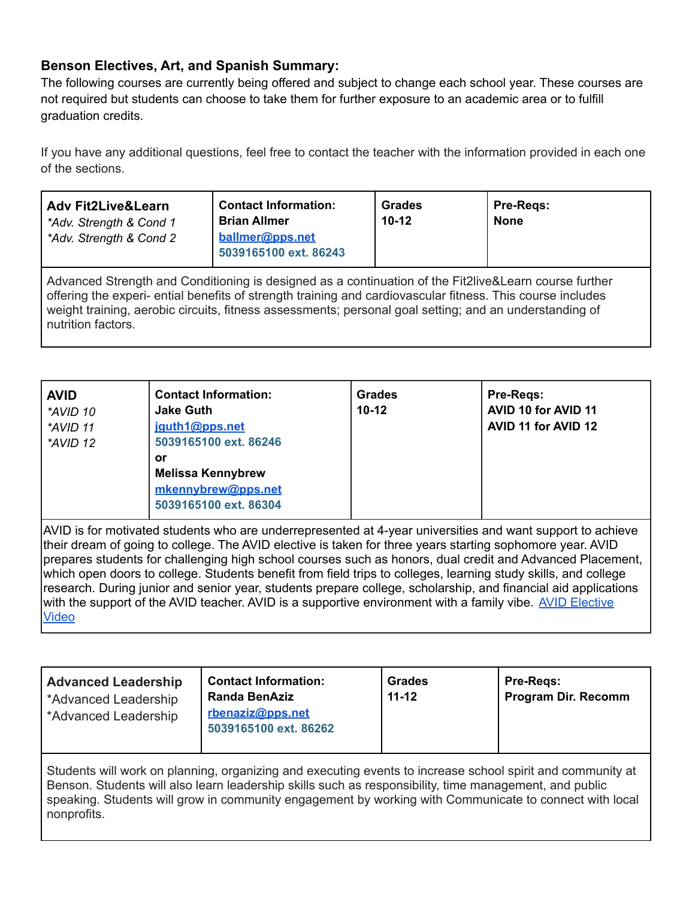**Benson Electives, Art, and Spanish Summary:**

The following courses are currently being offered and subject to change each school year. These courses are not required but students can choose to take them for further exposure to an academic area or to fulfill graduation credits.

If you have any additional questions, feel free to contact the teacher with the information provided in each one of the sections.

| **Adv Fit2Live&Learn**<br>*\*Adv. Strength & Cond 1*<br>*\*Adv. Strength & Cond 2* | **Contact Information:**<br>**Brian Allmer**<br>**ballmer@pps.net**<br>**5039165100 ext. 86243** | **Grades**<br>**10-12** | **Pre-Reqs:**<br>**None** |
|---|---|---|---|
| Advanced Strength and Conditioning is designed as a continuation of the Fit2live&Learn course further offering the experi- ential benefits of strength training and cardiovascular fitness. This course includes weight training, aerobic circuits, fitness assessments; personal goal setting; and an understanding of nutrition factors. | | | |

| **AVID**<br>*\*AVID 10*<br>*\*AVID 11*<br>*\*AVID 12* | **Contact Information:**<br>**Jake Guth**<br>**jguth1@pps.net**<br>**5039165100 ext. 86246**<br>**or**<br>**Melissa Kennybrew**<br>**mkennybrew@pps.net**<br>**5039165100 ext. 86304** | **Grades**<br>**10-12** | **Pre-Reqs:**<br>**AVID 10 for AVID 11**<br>**AVID 11 for AVID 12** |
|---|---|---|---|
| AVID is for motivated students who are underrepresented at 4-year universities and want support to achieve their dream of going to college. The AVID elective is taken for three years starting sophomore year. AVID prepares students for challenging high school courses such as honors, dual credit and Advanced Placement, which open doors to college. Students benefit from field trips to colleges, learning study skills, and college research. During junior and senior year, students prepare college, scholarship, and financial aid applications with the support of the AVID teacher. AVID is a supportive environment with a family vibe. AVID Elective Video | | | |

| **Advanced Leadership**<br>\*Advanced Leadership<br>\*Advanced Leadership | **Contact Information:**<br>**Randa BenAziz**<br>**rbenaziz@pps.net**<br>**5039165100 ext. 86262** | **Grades**<br>**11-12** | **Pre-Reqs:**<br>**Program Dir. Recomm** |
|---|---|---|---|
| Students will work on planning, organizing and executing events to increase school spirit and community at Benson. Students will also learn leadership skills such as responsibility, time management, and public speaking. Students will grow in community engagement by working with Communicate to connect with local nonprofits. | | | |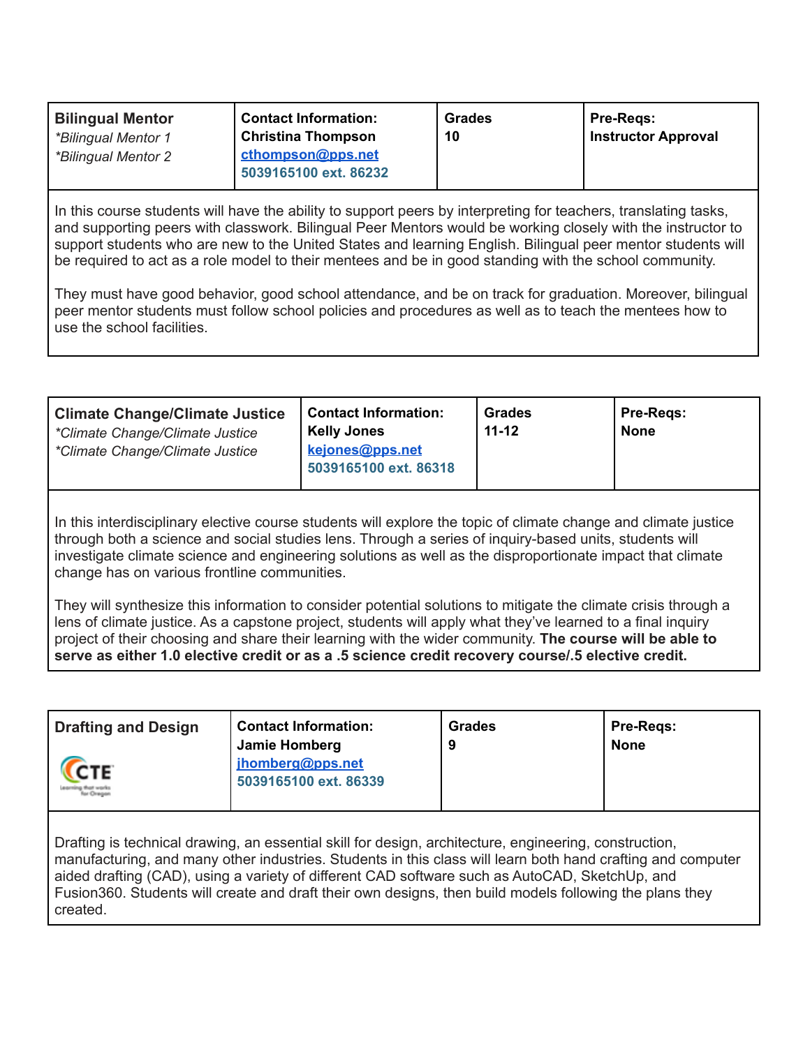| **Bilingual Mentor**<br>*\*Bilingual Mentor 1*<br>*\*Bilingual Mentor 2* | **Contact Information:**<br>**Christina Thompson**<br>**cthompson@pps.net**<br>**5039165100 ext. 86232** | **Grades**<br>**10** | **Pre-Reqs:**<br>**Instructor Approval** |
|---|---|---|---|

In this course students will have the ability to support peers by interpreting for teachers, translating tasks, and supporting peers with classwork. Bilingual Peer Mentors would be working closely with the instructor to support students who are new to the United States and learning English. Bilingual peer mentor students will be required to act as a role model to their mentees and be in good standing with the school community.

They must have good behavior, good school attendance, and be on track for graduation. Moreover, bilingual peer mentor students must follow school policies and procedures as well as to teach the mentees how to use the school facilities.

| **Climate Change/Climate Justice**<br>*\*Climate Change/Climate Justice*<br>*\*Climate Change/Climate Justice* | **Contact Information:**<br>**Kelly Jones**<br>**kejones@pps.net**<br>**5039165100 ext. 86318** | **Grades**<br>**11-12** | **Pre-Reqs:**<br>**None** |
|---|---|---|---|

In this interdisciplinary elective course students will explore the topic of climate change and climate justice through both a science and social studies lens. Through a series of inquiry-based units, students will investigate climate science and engineering solutions as well as the disproportionate impact that climate change has on various frontline communities.

They will synthesize this information to consider potential solutions to mitigate the climate crisis through a lens of climate justice. As a capstone project, students will apply what they've learned to a final inquiry project of their choosing and share their learning with the wider community. **The course will be able to serve as either 1.0 elective credit or as a .5 science credit recovery course/.5 elective credit.**

| **Drafting and Design**<br>CTE | **Contact Information:**<br>**Jamie Homberg**<br>**jhomberg@pps.net**<br>**5039165100 ext. 86339** | **Grades**<br>**9** | **Pre-Reqs:**<br>**None** |
|---|---|---|---|

Drafting is technical drawing, an essential skill for design, architecture, engineering, construction, manufacturing, and many other industries. Students in this class will learn both hand crafting and computer aided drafting (CAD), using a variety of different CAD software such as AutoCAD, SketchUp, and Fusion360. Students will create and draft their own designs, then build models following the plans they created.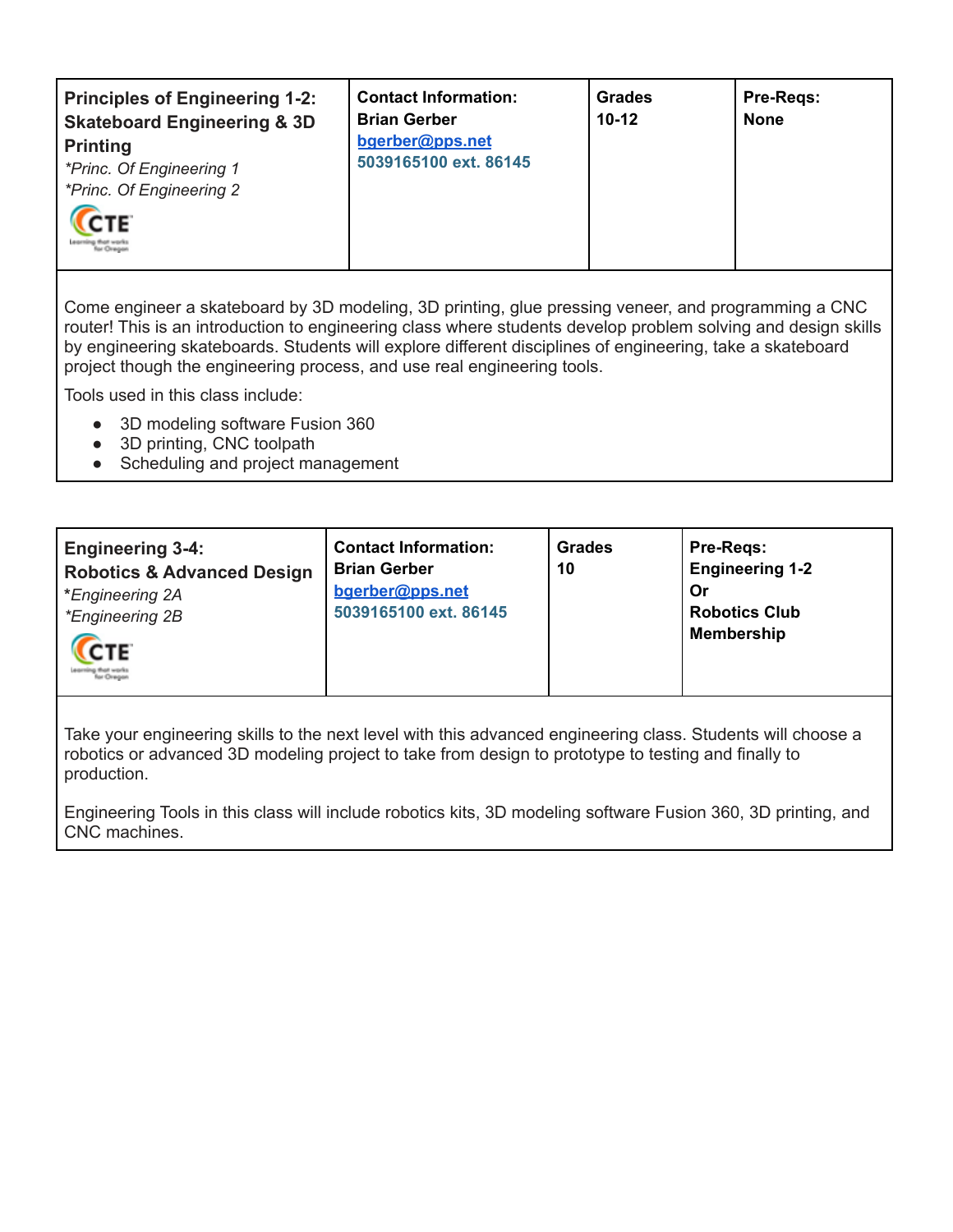| **Principles of Engineering 1-2: Skateboard Engineering & 3D Printing**<br>*\*Princ. Of Engineering 1*<br>*\*Princ. Of Engineering 2* | **Contact Information:**<br>**Brian Gerber**<br>**bgerber@pps.net**<br>**5039165100 ext. 86145** | **Grades**<br>**10-12** | **Pre-Reqs:**<br>**None** |
|---|---|---|---|

Come engineer a skateboard by 3D modeling, 3D printing, glue pressing veneer, and programming a CNC router! This is an introduction to engineering class where students develop problem solving and design skills by engineering skateboards. Students will explore different disciplines of engineering, take a skateboard project though the engineering process, and use real engineering tools.

Tools used in this class include:

- 3D modeling software Fusion 360
- 3D printing, CNC toolpath
- Scheduling and project management

| **Engineering 3-4: Robotics & Advanced Design**<br>*\*Engineering 2A*<br>*\*Engineering 2B* | **Contact Information:**<br>**Brian Gerber**<br>**bgerber@pps.net**<br>**5039165100 ext. 86145** | **Grades**<br>**10** | **Pre-Reqs:**<br>**Engineering 1-2**<br>**Or**<br>**Robotics Club Membership** |
|---|---|---|---|

Take your engineering skills to the next level with this advanced engineering class. Students will choose a robotics or advanced 3D modeling project to take from design to prototype to testing and finally to production.

Engineering Tools in this class will include robotics kits, 3D modeling software Fusion 360, 3D printing, and CNC machines.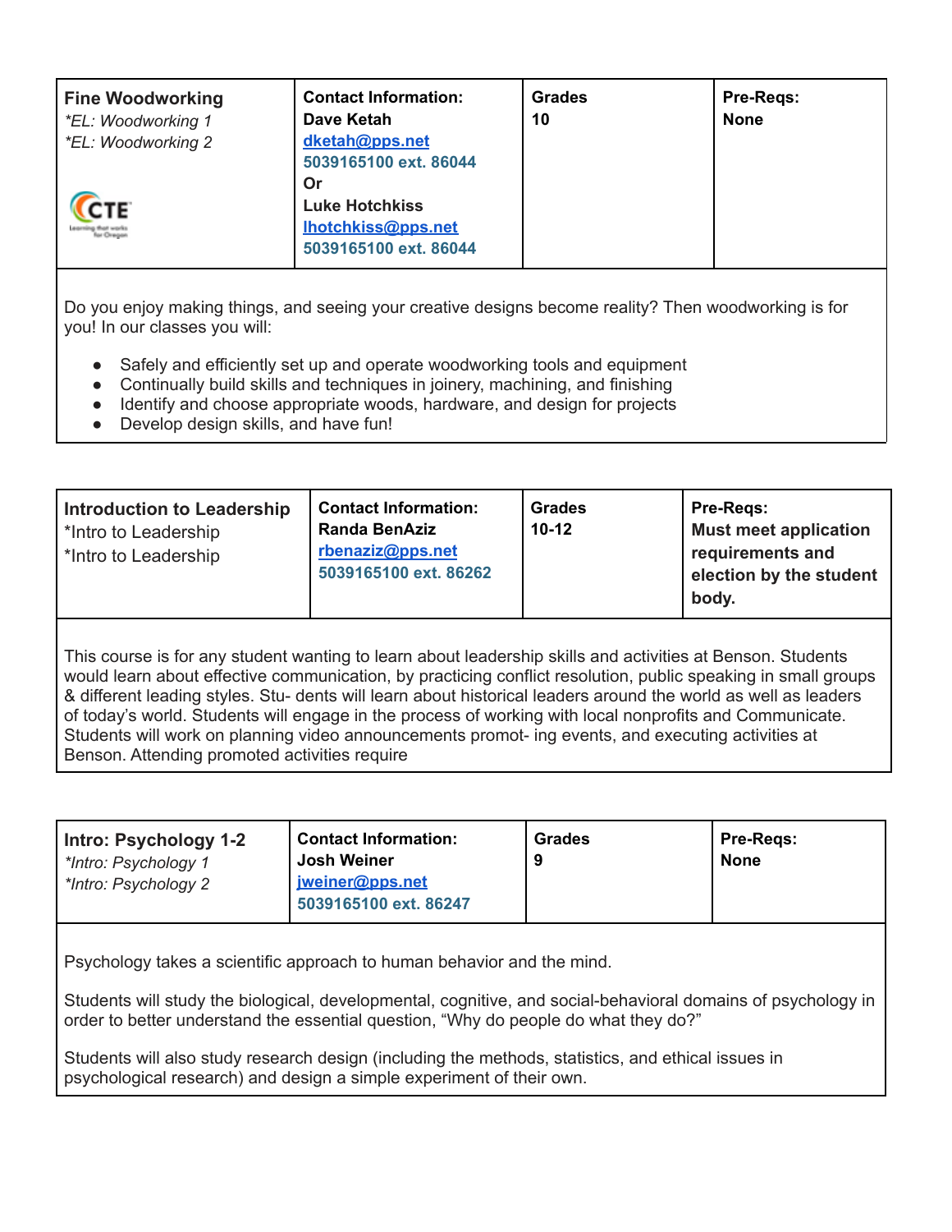| **Fine Woodworking**<br>*\*EL: Woodworking 1*<br>*\*EL: Woodworking 2* | **Contact Information:**<br>**Dave Ketah**<br>**dketah@pps.net**<br>**5039165100 ext. 86044**<br>**Or**<br>**Luke Hotchkiss**<br>**lhotchkiss@pps.net**<br>**5039165100 ext. 86044** | **Grades**<br>**10** | **Pre-Reqs:**<br>**None** |
|---|---|---|---|

Do you enjoy making things, and seeing your creative designs become reality? Then woodworking is for you! In our classes you will:

- Safely and efficiently set up and operate woodworking tools and equipment
- Continually build skills and techniques in joinery, machining, and finishing
- Identify and choose appropriate woods, hardware, and design for projects
- Develop design skills, and have fun!

| **Introduction to Leadership**<br>\*Intro to Leadership<br>\*Intro to Leadership | **Contact Information:**<br>**Randa BenAziz**<br>**rbenaziz@pps.net**<br>**5039165100 ext. 86262** | **Grades**<br>**10-12** | **Pre-Reqs:**<br>**Must meet application requirements and election by the student body.** |
|---|---|---|---|

This course is for any student wanting to learn about leadership skills and activities at Benson. Students would learn about effective communication, by practicing conflict resolution, public speaking in small groups & different leading styles. Stu- dents will learn about historical leaders around the world as well as leaders of today's world. Students will engage in the process of working with local nonprofits and Communicate. Students will work on planning video announcements promot- ing events, and executing activities at Benson. Attending promoted activities require

| **Intro: Psychology 1-2**<br>*\*Intro: Psychology 1*<br>*\*Intro: Psychology 2* | **Contact Information:**<br>**Josh Weiner**<br>**jweiner@pps.net**<br>**5039165100 ext. 86247** | **Grades**<br>**9** | **Pre-Reqs:**<br>**None** |
|---|---|---|---|

Psychology takes a scientific approach to human behavior and the mind.

Students will study the biological, developmental, cognitive, and social-behavioral domains of psychology in order to better understand the essential question, "Why do people do what they do?"

Students will also study research design (including the methods, statistics, and ethical issues in psychological research) and design a simple experiment of their own.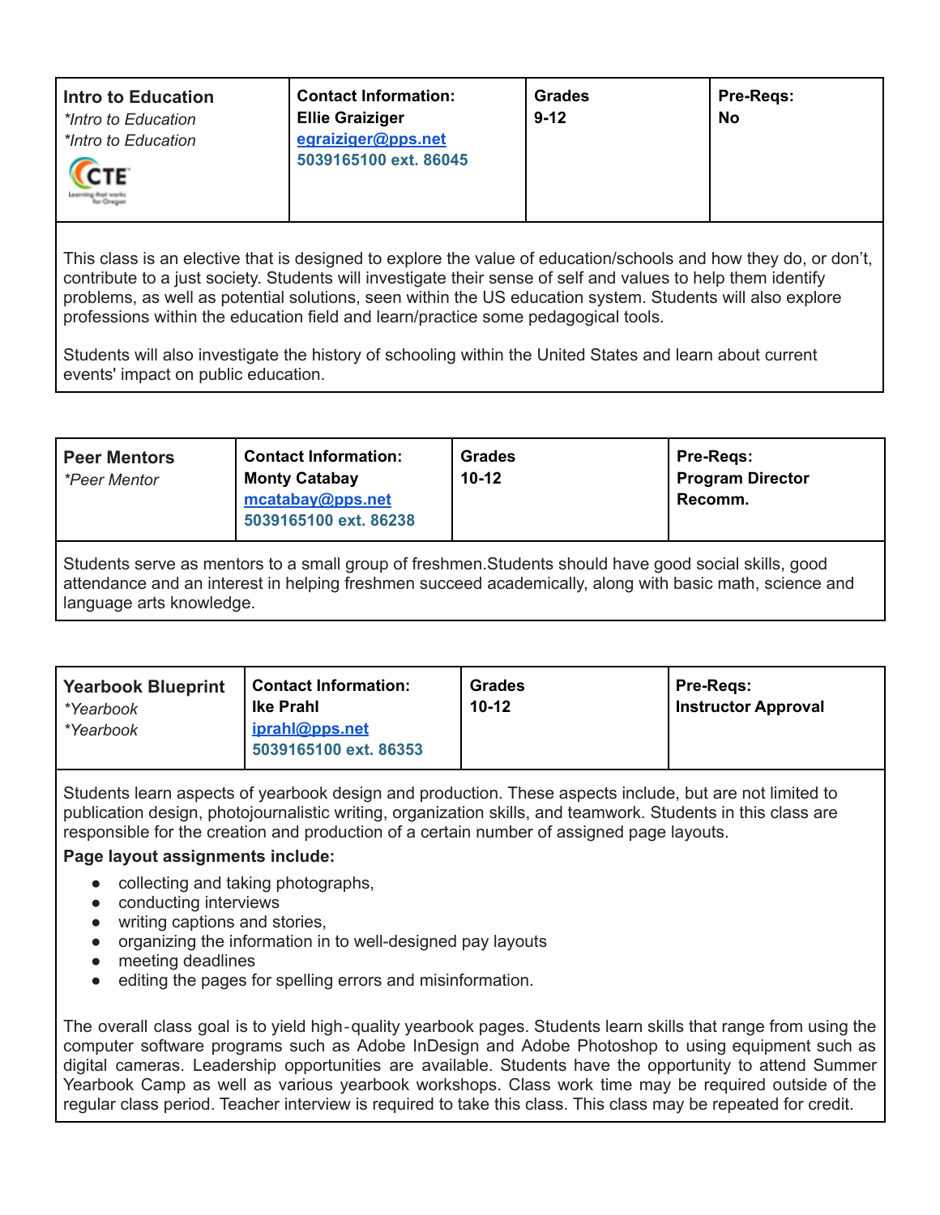| **Intro to Education**<br>*\*Intro to Education*<br>*\*Intro to Education* | **Contact Information:**<br>**Ellie Graiziger**<br>**egraiziger@pps.net**<br>**5039165100 ext. 86045** | **Grades**<br>**9-12** | **Pre-Reqs:**<br>**No** |
|---|---|---|---|

This class is an elective that is designed to explore the value of education/schools and how they do, or don't, contribute to a just society. Students will investigate their sense of self and values to help them identify problems, as well as potential solutions, seen within the US education system. Students will also explore professions within the education field and learn/practice some pedagogical tools.

Students will also investigate the history of schooling within the United States and learn about current events' impact on public education.

| **Peer Mentors**<br>*\*Peer Mentor* | **Contact Information:**<br>**Monty Catabay**<br>**mcatabay@pps.net**<br>**5039165100 ext. 86238** | **Grades**<br>**10-12** | **Pre-Reqs:**<br>**Program Director Recomm.** |
|---|---|---|---|

Students serve as mentors to a small group of freshmen.Students should have good social skills, good attendance and an interest in helping freshmen succeed academically, along with basic math, science and language arts knowledge.

| **Yearbook Blueprint**<br>*\*Yearbook*<br>*\*Yearbook* | **Contact Information:**<br>**Ike Prahl**<br>**iprahl@pps.net**<br>**5039165100 ext. 86353** | **Grades**<br>**10-12** | **Pre-Reqs:**<br>**Instructor Approval** |
|---|---|---|---|

Students learn aspects of yearbook design and production. These aspects include, but are not limited to publication design, photojournalistic writing, organization skills, and teamwork. Students in this class are responsible for the creation and production of a certain number of assigned page layouts.

**Page layout assignments include:**

- collecting and taking photographs,
- conducting interviews
- writing captions and stories,
- organizing the information in to well-designed pay layouts
- meeting deadlines
- editing the pages for spelling errors and misinformation.

The overall class goal is to yield high-quality yearbook pages. Students learn skills that range from using the computer software programs such as Adobe InDesign and Adobe Photoshop to using equipment such as digital cameras. Leadership opportunities are available. Students have the opportunity to attend Summer Yearbook Camp as well as various yearbook workshops. Class work time may be required outside of the regular class period. Teacher interview is required to take this class. This class may be repeated for credit.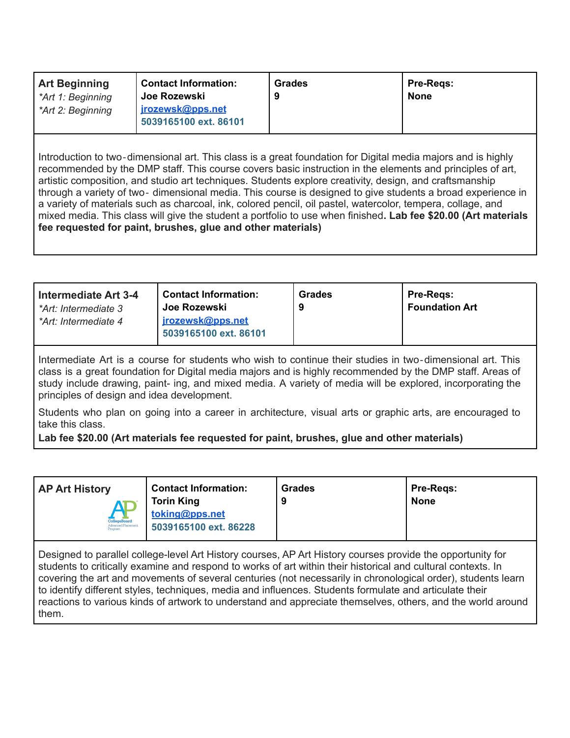| **Art Beginning**<br>*\*Art 1: Beginning*<br>*\*Art 2: Beginning* | **Contact Information:**<br>**Joe Rozewski**<br>**jrozewsk@pps.net**<br>**5039165100 ext. 86101** | **Grades**<br>**9** | **Pre-Reqs:**<br>**None** |
|---|---|---|---|

Introduction to two-dimensional art. This class is a great foundation for Digital media majors and is highly recommended by the DMP staff. This course covers basic instruction in the elements and principles of art, artistic composition, and studio art techniques. Students explore creativity, design, and craftsmanship through a variety of two- dimensional media. This course is designed to give students a broad experience in a variety of materials such as charcoal, ink, colored pencil, oil pastel, watercolor, tempera, collage, and mixed media. This class will give the student a portfolio to use when finished**. Lab fee $20.00 (Art materials fee requested for paint, brushes, glue and other materials)**

| **Intermediate Art 3-4**<br>*\*Art: Intermediate 3*<br>*\*Art: Intermediate 4* | **Contact Information:**<br>**Joe Rozewski**<br>**jrozewsk@pps.net**<br>**5039165100 ext. 86101** | **Grades**<br>**9** | **Pre-Reqs:**<br>**Foundation Art** |
|---|---|---|---|

Intermediate Art is a course for students who wish to continue their studies in two-dimensional art. This class is a great foundation for Digital media majors and is highly recommended by the DMP staff. Areas of study include drawing, paint- ing, and mixed media. A variety of media will be explored, incorporating the principles of design and idea development.

Students who plan on going into a career in architecture, visual arts or graphic arts, are encouraged to take this class.

**Lab fee $20.00 (Art materials fee requested for paint, brushes, glue and other materials)**

| **AP Art History** | **Contact Information:**<br>**Torin King**<br>**toking@pps.net**<br>**5039165100 ext. 86228** | **Grades**<br>**9** | **Pre-Reqs:**<br>**None** |
|---|---|---|---|

Designed to parallel college-level Art History courses, AP Art History courses provide the opportunity for students to critically examine and respond to works of art within their historical and cultural contexts. In covering the art and movements of several centuries (not necessarily in chronological order), students learn to identify different styles, techniques, media and influences. Students formulate and articulate their reactions to various kinds of artwork to understand and appreciate themselves, others, and the world around them.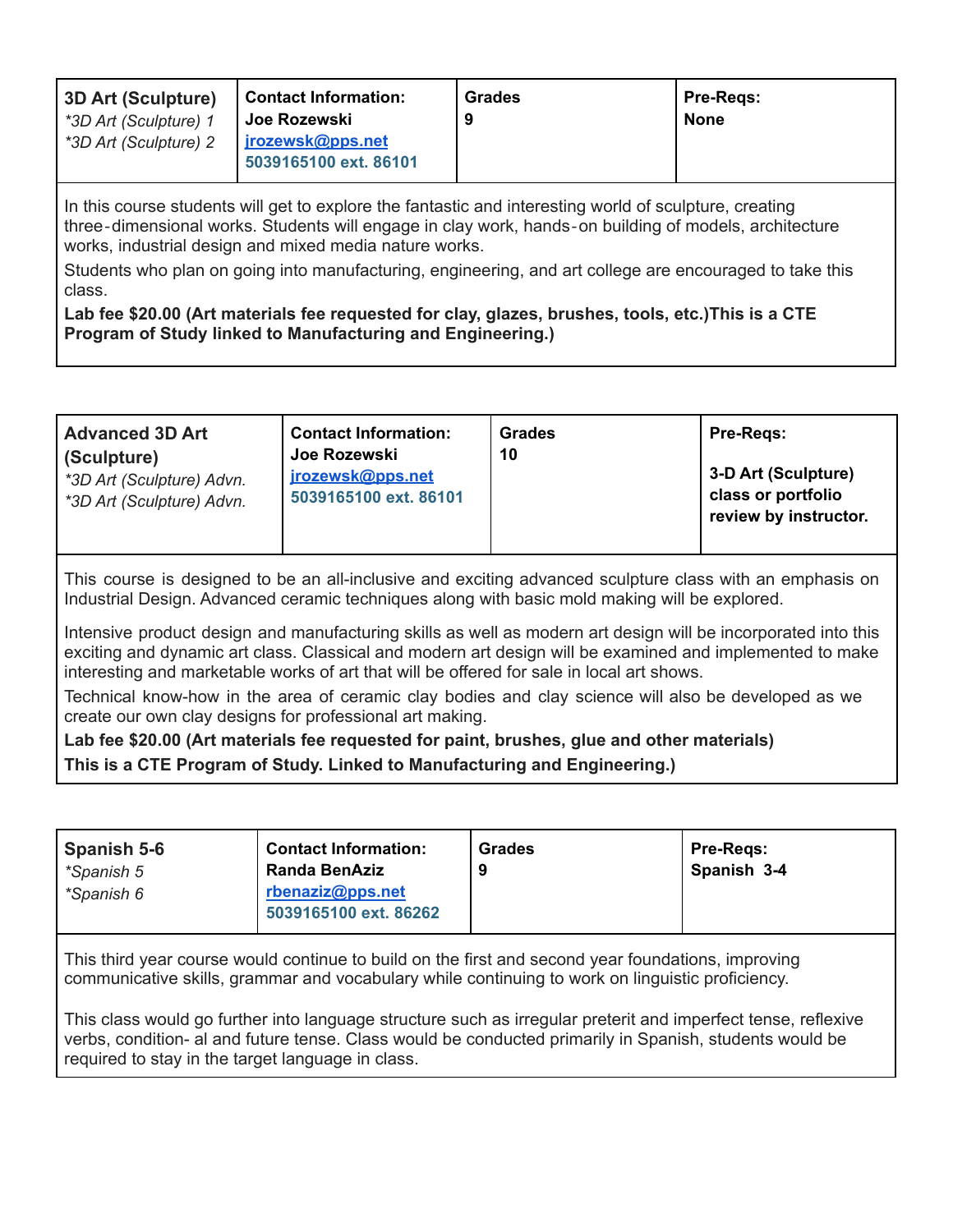| **3D Art (Sculpture)**<br>*\*3D Art (Sculpture) 1*<br>*\*3D Art (Sculpture) 2* | **Contact Information:**<br>**Joe Rozewski**<br>**jrozewsk@pps.net**<br>**5039165100 ext. 86101** | **Grades**<br>**9** | **Pre-Reqs:**<br>**None** |
|---|---|---|---|

In this course students will get to explore the fantastic and interesting world of sculpture, creating three-dimensional works. Students will engage in clay work, hands-on building of models, architecture works, industrial design and mixed media nature works.

Students who plan on going into manufacturing, engineering, and art college are encouraged to take this class.

**Lab fee $20.00 (Art materials fee requested for clay, glazes, brushes, tools, etc.)This is a CTE Program of Study linked to Manufacturing and Engineering.)**

| **Advanced 3D Art (Sculpture)**<br>*\*3D Art (Sculpture) Advn.*<br>*\*3D Art (Sculpture) Advn.* | **Contact Information:**<br>**Joe Rozewski**<br>**jrozewsk@pps.net**<br>**5039165100 ext. 86101** | **Grades**<br>**10** | **Pre-Reqs:**<br>**3-D Art (Sculpture) class or portfolio review by instructor.** |
|---|---|---|---|

This course is designed to be an all-inclusive and exciting advanced sculpture class with an emphasis on Industrial Design. Advanced ceramic techniques along with basic mold making will be explored.

Intensive product design and manufacturing skills as well as modern art design will be incorporated into this exciting and dynamic art class. Classical and modern art design will be examined and implemented to make interesting and marketable works of art that will be offered for sale in local art shows.

Technical know-how in the area of ceramic clay bodies and clay science will also be developed as we create our own clay designs for professional art making.

**Lab fee $20.00 (Art materials fee requested for paint, brushes, glue and other materials)**

**This is a CTE Program of Study. Linked to Manufacturing and Engineering.)**

| **Spanish 5-6**<br>*\*Spanish 5*<br>*\*Spanish 6* | **Contact Information:**<br>**Randa BenAziz**<br>**rbenaziz@pps.net**<br>**5039165100 ext. 86262** | **Grades**<br>**9** | **Pre-Reqs:**<br>**Spanish 3-4** |
|---|---|---|---|

This third year course would continue to build on the first and second year foundations, improving communicative skills, grammar and vocabulary while continuing to work on linguistic proficiency.

This class would go further into language structure such as irregular preterit and imperfect tense, reflexive verbs, condition- al and future tense. Class would be conducted primarily in Spanish, students would be required to stay in the target language in class.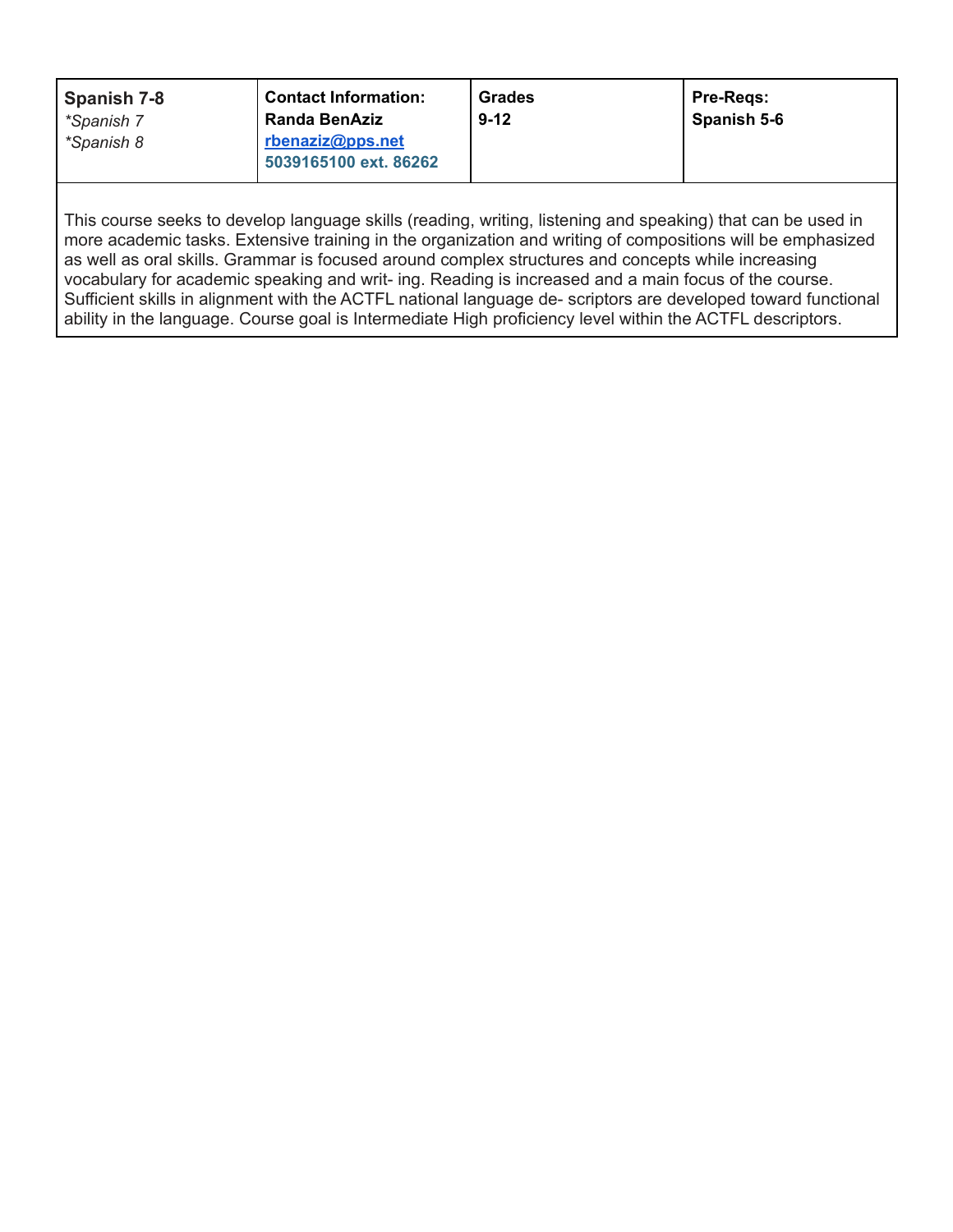| **Spanish 7-8**<br>*\*Spanish 7*<br>*\*Spanish 8* | **Contact Information:**<br>**Randa BenAziz**<br>**[rbenaziz@pps.net](mailto:rbenaziz@pps.net)**<br>**5039165100 ext. 86262** | **Grades**<br>**9-12** | **Pre-Reqs:**<br>**Spanish 5-6** |
|---|---|---|---|

This course seeks to develop language skills (reading, writing, listening and speaking) that can be used in more academic tasks. Extensive training in the organization and writing of compositions will be emphasized as well as oral skills. Grammar is focused around complex structures and concepts while increasing vocabulary for academic speaking and writ- ing. Reading is increased and a main focus of the course. Sufficient skills in alignment with the ACTFL national language de- scriptors are developed toward functional ability in the language. Course goal is Intermediate High proficiency level within the ACTFL descriptors.